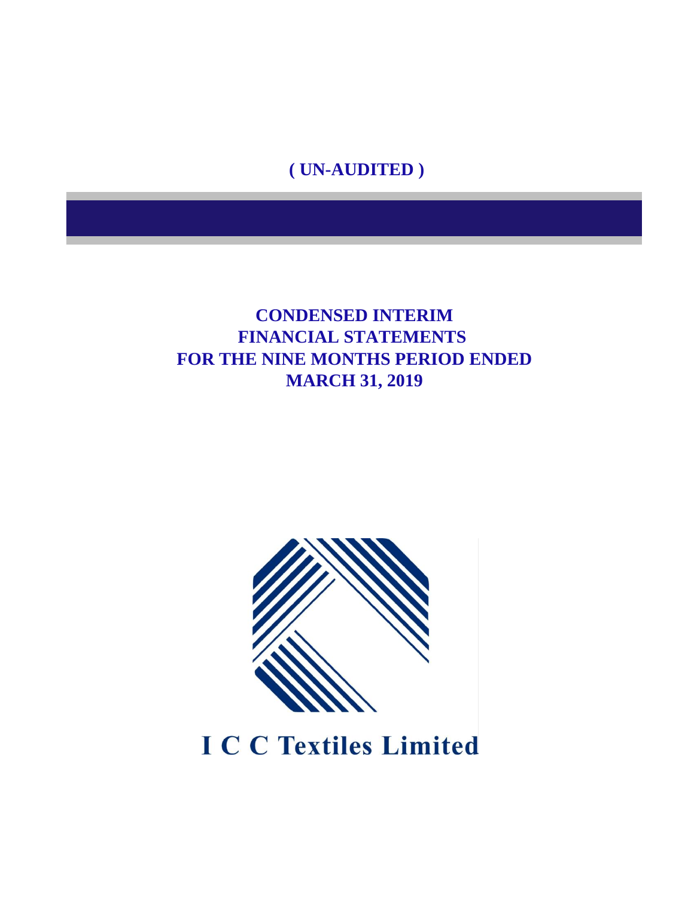**( UN-AUDITED )**

# CONDENSED INTERIM FINANCIAL STATEMENTS FOR THE NINE MONTHS PERIOD ENDED MARCH 31, 2019

**I C C Textiles Limited**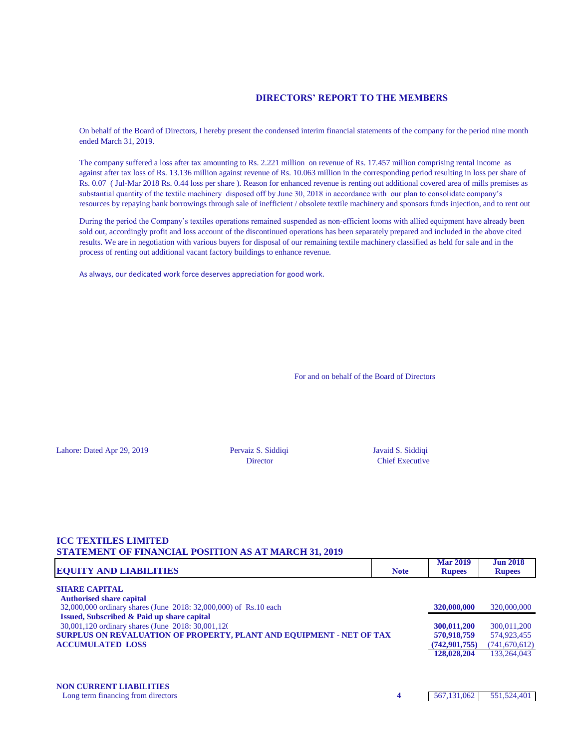# DIRECTORS' REPORT TO THE MEMBERS

On behalf of the Board of Directors, I hereby present the condensed interim financial statements of the company for the period nine month ended March 31, 2019.

The company suffered a loss after tax amounting to Rs. 2.221 million on revenue of Rs. 17.457 million comprising rental income as against after tax loss of Rs. 13.136 million against revenue of Rs. 10.063 million in the corresponding period resulting in loss per share of Rs. 0.07 ( Jul-Mar 2018 Rs. 0.44 loss per share ). Reason for enhanced revenue is renting out additional covered area of mills premises as substantial quantity of the textile machinery disposed off by June 30, 2018 in accordance with our plan to consolidate company's resources by repaying bank borrowings through sale of inefficient / obsolete textile machinery and sponsors funds injection, and to rent out

During the period the Company's textiles operations remained suspended as non-efficient looms with allied equipment have already been sold out, accordingly profit and loss account of the discontinued operations has been separately prepared and included in the above cited results. We are in negotiation with various buyers for disposal of our remaining textile machinery classified as held for sale and in the process of renting out additional vacant factory buildings to enhance revenue.

As always, our dedicated work force deserves appreciation for good work.

For and on behalf of the Board of Directors

Lahore: Dated Apr 29, 2019

Pervaiz S. Siddiqi
Director

Javaid S. Siddiqi
Chief Executive

## ICC TEXTILES LIMITED
## STATEMENT OF FINANCIAL POSITION AS AT MARCH 31, 2019

| EQUITY AND LIABILITIES | Note | Mar 2019 Rupees | Jun 2018 Rupees |
|---|---|---|---|
| **SHARE CAPITAL** | | | |
| **Authorised share capital** | | | |
| 32,000,000 ordinary shares (June 2018: 32,000,000) of Rs.10 each | | **320,000,000** | 320,000,000 |
| **Issued, Subscribed & Paid up share capital** | | | |
| 30,001,120 ordinary shares (June 2018: 30,001,12( | | **300,011,200** | 300,011,200 |
| **SURPLUS ON REVALUATION OF PROPERTY, PLANT AND EQUIPMENT - NET OF TAX** | | **570,918,759** | 574,923,455 |
| **ACCUMULATED LOSS** | | **(742,901,755)** | (741,670,612) |
| | | **128,028,204** | 133,264,043 |
| **NON CURRENT LIABILITIES** | | | |
| Long term financing from directors | 4 | 567,131,062 | 551,524,401 |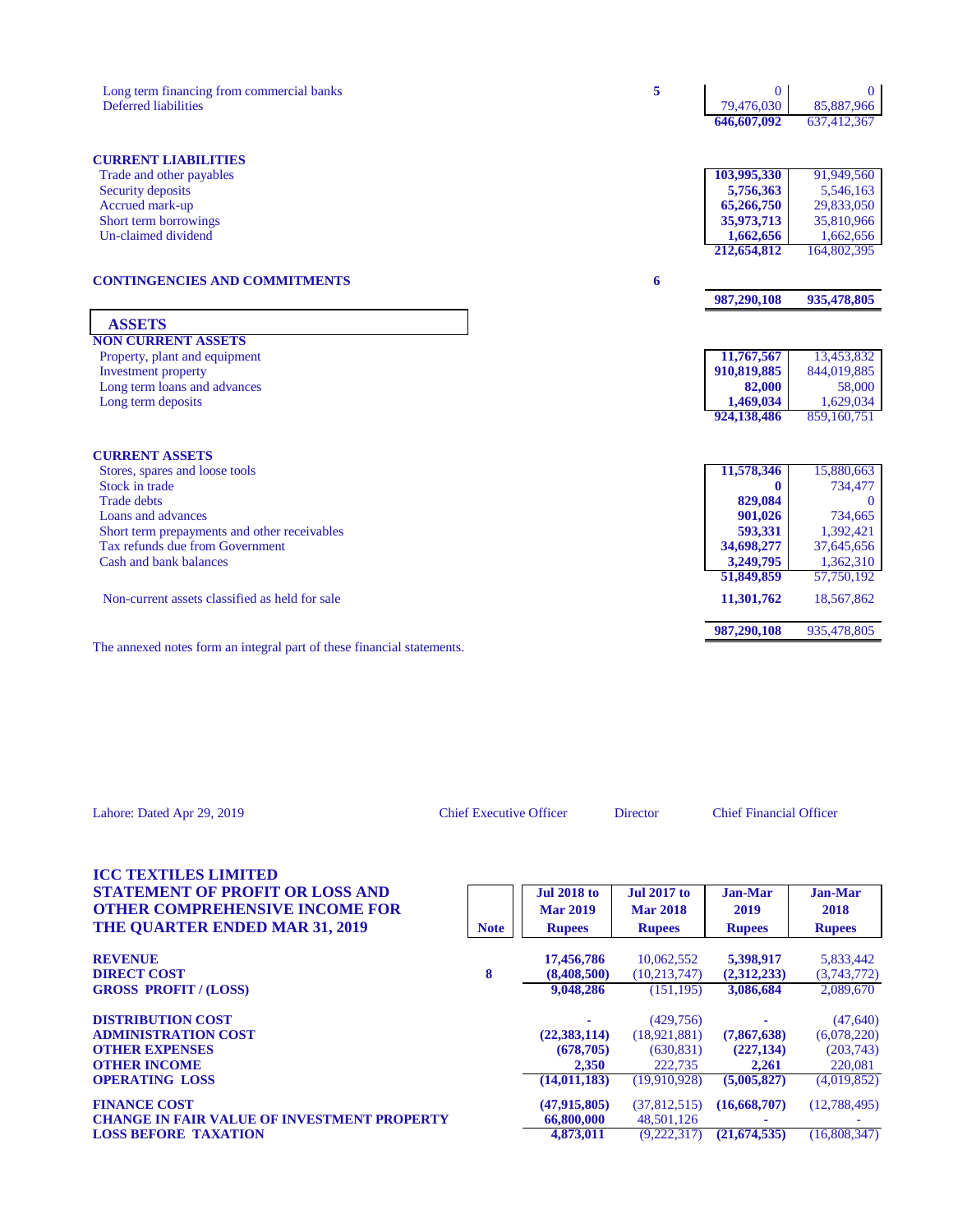| | Note | | |
|---|---|---|---|
| Long term financing from commercial banks | 5 | 0 | 0 |
| Deferred liabilities | | 79,476,030 | 85,887,966 |
| | | **646,607,092** | 637,412,367 |
| **CURRENT LIABILITIES** | | | |
| Trade and other payables | | **103,995,330** | 91,949,560 |
| Security deposits | | **5,756,363** | 5,546,163 |
| Accrued mark-up | | **65,266,750** | 29,833,050 |
| Short term borrowings | | **35,973,713** | 35,810,966 |
| Un-claimed dividend | | **1,662,656** | 1,662,656 |
| | | **212,654,812** | 164,802,395 |
| **CONTINGENCIES AND COMMITMENTS** | 6 | | |
| | | **987,290,108** | **935,478,805** |

## ASSETS

| | | | |
|---|---|---|---|
| **NON CURRENT ASSETS** | | | |
| Property, plant and equipment | | **11,767,567** | 13,453,832 |
| Investment property | | **910,819,885** | 844,019,885 |
| Long term loans and advances | | **82,000** | 58,000 |
| Long term deposits | | **1,469,034** | 1,629,034 |
| | | **924,138,486** | 859,160,751 |
| **CURRENT ASSETS** | | | |
| Stores, spares and loose tools | | **11,578,346** | 15,880,663 |
| Stock in trade | | **0** | 734,477 |
| Trade debts | | **829,084** | 0 |
| Loans and advances | | **901,026** | 734,665 |
| Short term prepayments and other receivables | | **593,331** | 1,392,421 |
| Tax refunds due from Government | | **34,698,277** | 37,645,656 |
| Cash and bank balances | | **3,249,795** | 1,362,310 |
| | | **51,849,859** | 57,750,192 |
| Non-current assets classified as held for sale | | **11,301,762** | 18,567,862 |
| | | **987,290,108** | 935,478,805 |

The annexed notes form an integral part of these financial statements.

Lahore: Dated Apr 29, 2019 | Chief Executive Officer | Director | Chief Financial Officer

# ICC TEXTILES LIMITED
## STATEMENT OF PROFIT OR LOSS AND OTHER COMPREHENSIVE INCOME FOR THE QUARTER ENDED MAR 31, 2019

| | Note | Jul 2018 to Mar 2019 Rupees | Jul 2017 to Mar 2018 Rupees | Jan-Mar 2019 Rupees | Jan-Mar 2018 Rupees |
|---|---|---|---|---|---|
| **REVENUE** | | **17,456,786** | 10,062,552 | **5,398,917** | 5,833,442 |
| **DIRECT COST** | 8 | **(8,408,500)** | (10,213,747) | **(2,312,233)** | (3,743,772) |
| **GROSS PROFIT / (LOSS)** | | **9,048,286** | (151,195) | **3,086,684** | 2,089,670 |
| **DISTRIBUTION COST** | | - | (429,756) | - | (47,640) |
| **ADMINISTRATION COST** | | **(22,383,114)** | (18,921,881) | **(7,867,638)** | (6,078,220) |
| **OTHER EXPENSES** | | **(678,705)** | (630,831) | **(227,134)** | (203,743) |
| **OTHER INCOME** | | **2,350** | 222,735 | **2,261** | 220,081 |
| **OPERATING LOSS** | | **(14,011,183)** | (19,910,928) | **(5,005,827)** | (4,019,852) |
| **FINANCE COST** | | **(47,915,805)** | (37,812,515) | **(16,668,707)** | (12,788,495) |
| **CHANGE IN FAIR VALUE OF INVESTMENT PROPERTY** | | **66,800,000** | 48,501,126 | - | - |
| **LOSS BEFORE TAXATION** | | **4,873,011** | (9,222,317) | **(21,674,535)** | (16,808,347) |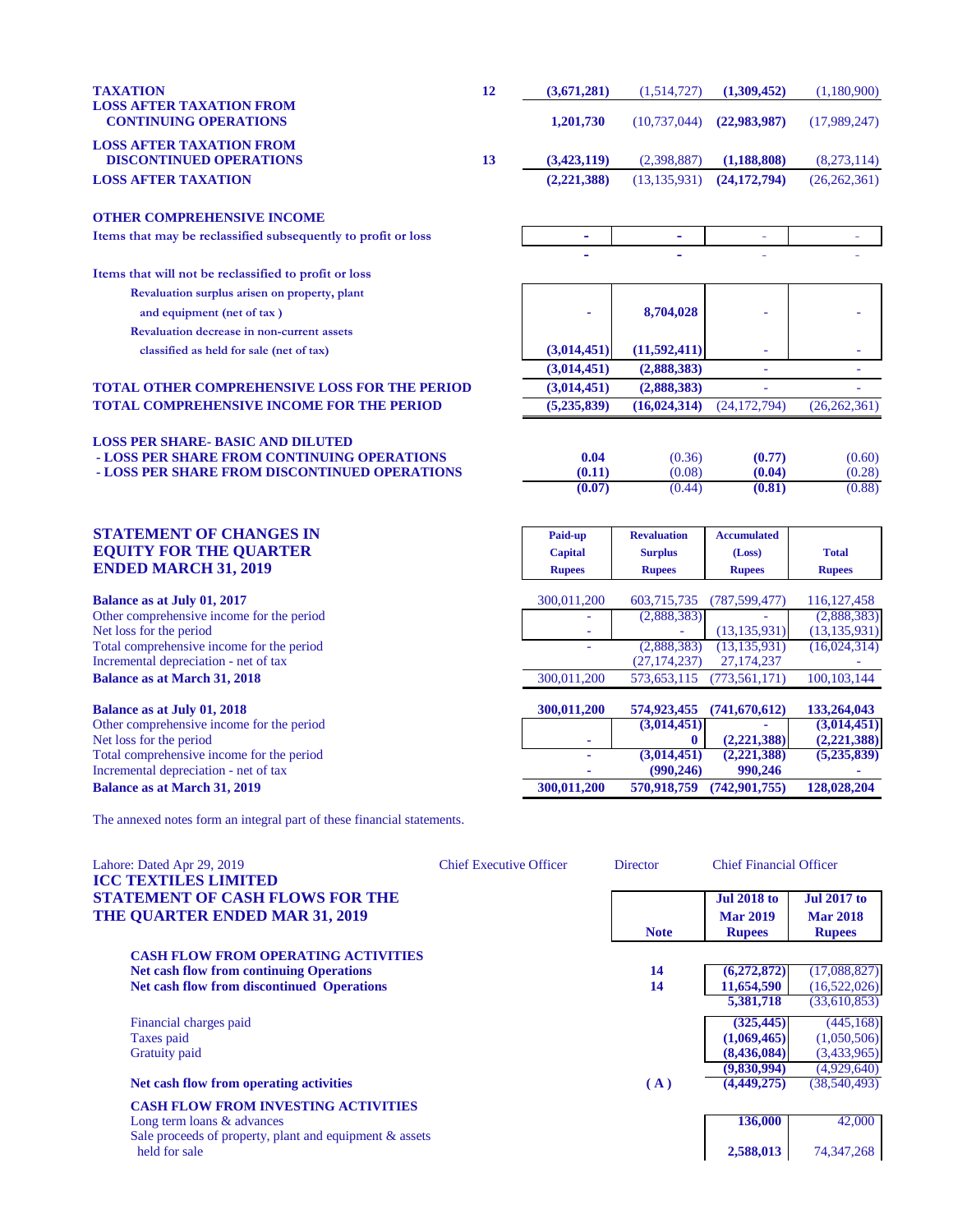| | Note | | | | |
|---|---|---|---|---|---|
| **TAXATION** | **12** | **(3,671,281)** | (1,514,727) | **(1,309,452)** | (1,180,900) |
| **LOSS AFTER TAXATION FROM CONTINUING OPERATIONS** | | **1,201,730** | (10,737,044) | **(22,983,987)** | (17,989,247) |
| **LOSS AFTER TAXATION FROM DISCONTINUED OPERATIONS** | **13** | **(3,423,119)** | (2,398,887) | **(1,188,808)** | (8,273,114) |
| **LOSS AFTER TAXATION** | | **(2,221,388)** | (13,135,931) | **(24,172,794)** | (26,262,361) |
| **OTHER COMPREHENSIVE INCOME** | | | | | |
| **Items that may be reclassified subsequently to profit or loss** | | **-** | **-** | - | - |
| | | **-** | **-** | - | - |
| **Items that will not be reclassified to profit or loss** | | | | | |
| **Revaluation surplus arisen on property, plant and equipment (net of tax )** | | **-** | **8,704,028** | **-** | **-** |
| **Revaluation decrease in non-current assets classified as held for sale (net of tax)** | | **(3,014,451)** | **(11,592,411)** | **-** | **-** |
| | | **(3,014,451)** | **(2,888,383)** | **-** | **-** |
| **TOTAL OTHER COMPREHENSIVE LOSS FOR THE PERIOD** | | **(3,014,451)** | **(2,888,383)** | - | - |
| **TOTAL COMPREHENSIVE INCOME FOR THE PERIOD** | | **(5,235,839)** | **(16,024,314)** | (24,172,794) | (26,262,361) |
| **LOSS PER SHARE- BASIC AND DILUTED** | | | | | |
| **- LOSS PER SHARE FROM CONTINUING OPERATIONS** | | **0.04** | (0.36) | **(0.77)** | (0.60) |
| **- LOSS PER SHARE FROM DISCONTINUED OPERATIONS** | | **(0.11)** | (0.08) | **(0.04)** | (0.28) |
| | | **(0.07)** | (0.44) | **(0.81)** | (0.88) |

## STATEMENT OF CHANGES IN EQUITY FOR THE QUARTER ENDED MARCH 31, 2019

| | Paid-up Capital Rupees | Revaluation Surplus Rupees | Accumulated (Loss) Rupees | Total Rupees |
|---|---|---|---|---|
| **Balance as at July 01, 2017** | 300,011,200 | 603,715,735 | (787,599,477) | 116,127,458 |
| Other comprehensive income for the period | - | (2,888,383) | - | (2,888,383) |
| Net loss for the period | - | - | (13,135,931) | (13,135,931) |
| Total comprehensive income for the period | - | (2,888,383) | (13,135,931) | (16,024,314) |
| Incremental depreciation - net of tax | | (27,174,237) | 27,174,237 | - |
| **Balance as at March 31, 2018** | 300,011,200 | 573,653,115 | (773,561,171) | 100,103,144 |
| **Balance as at July 01, 2018** | **300,011,200** | **574,923,455** | **(741,670,612)** | **133,264,043** |
| Other comprehensive income for the period | | **(3,014,451)** | **-** | **(3,014,451)** |
| Net loss for the period | **-** | **0** | **(2,221,388)** | **(2,221,388)** |
| Total comprehensive income for the period | **-** | **(3,014,451)** | **(2,221,388)** | **(5,235,839)** |
| Incremental depreciation - net of tax | **-** | **(990,246)** | **990,246** | **-** |
| **Balance as at March 31, 2019** | **300,011,200** | **570,918,759** | **(742,901,755)** | **128,028,204** |

The annexed notes form an integral part of these financial statements.

Lahore: Dated Apr 29, 2019 | Chief Executive Officer | Director | Chief Financial Officer

## ICC TEXTILES LIMITED
## STATEMENT OF CASH FLOWS FOR THE QUARTER ENDED MAR 31, 2019

| | Note | Jul 2018 to Mar 2019 Rupees | Jul 2017 to Mar 2018 Rupees |
|---|---|---|---|
| **CASH FLOW FROM OPERATING ACTIVITIES** | | | |
| **Net cash flow from continuing Operations** | **14** | **(6,272,872)** | (17,088,827) |
| **Net cash flow from discontinued Operations** | **14** | **11,654,590** | (16,522,026) |
| | | **5,381,718** | (33,610,853) |
| Financial charges paid | | **(325,445)** | (445,168) |
| Taxes paid | | **(1,069,465)** | (1,050,506) |
| Gratuity paid | | **(8,436,084)** | (3,433,965) |
| | | **(9,830,994)** | (4,929,640) |
| **Net cash flow from operating activities** | **( A )** | **(4,449,275)** | (38,540,493) |
| **CASH FLOW FROM INVESTING ACTIVITIES** | | | |
| Long term loans & advances | | **136,000** | 42,000 |
| Sale proceeds of property, plant and equipment & assets held for sale | | **2,588,013** | 74,347,268 |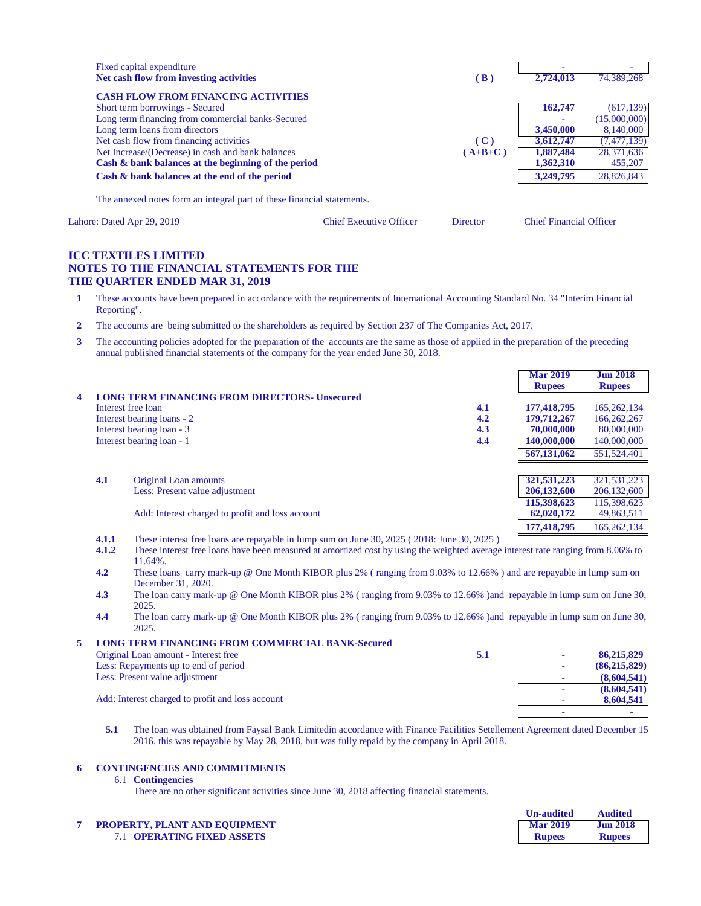| | | | |
|---|---|---|---|
| Fixed capital expenditure | | - | - |
| **Net cash flow from investing activities** | **( B )** | **2,724,013** | 74,389,268 |
| **CASH FLOW FROM FINANCING ACTIVITIES** | | | |
| Short term borrowings - Secured | | **162,747** | (617,139) |
| Long term financing from commercial banks-Secured | | **-** | (15,000,000) |
| Long term loans from directors | | **3,450,000** | 8,140,000 |
| Net cash flow from financing activities | **( C )** | **3,612,747** | (7,477,139) |
| Net Increase/(Decrease) in cash and bank balances | **( A+B+C )** | **1,887,484** | 28,371,636 |
| **Cash & bank balances at the beginning of the period** | | **1,362,310** | 455,207 |
| **Cash & bank balances at the end of the period** | | **3,249,795** | 28,826,843 |

The annexed notes form an integral part of these financial statements.

Lahore: Dated Apr 29, 2019 | Chief Executive Officer | Director | Chief Financial Officer

## ICC TEXTILES LIMITED
## NOTES TO THE FINANCIAL STATEMENTS FOR THE THE QUARTER ENDED MAR 31, 2019

1. These accounts have been prepared in accordance with the requirements of International Accounting Standard No. 34 "Interim Financial Reporting".

2. The accounts are being submitted to the shareholders as required by Section 237 of The Companies Act, 2017.

3. The accounting policies adopted for the preparation of the accounts are the same as those of applied in the preparation of the preceding annual published financial statements of the company for the year ended June 30, 2018.

| | | | Mar 2019 Rupees | Jun 2018 Rupees |
|---|---|---|---|---|
| **4** | **LONG TERM FINANCING FROM DIRECTORS- Unsecured** | | | |
| | Interest free loan | **4.1** | **177,418,795** | 165,262,134 |
| | Interest bearing loans - 2 | **4.2** | **179,712,267** | 166,262,267 |
| | Interest bearing loan - 3 | **4.3** | **70,000,000** | 80,000,000 |
| | Interest bearing loan - 1 | **4.4** | **140,000,000** | 140,000,000 |
| | | | **567,131,062** | 551,524,401 |
| **4.1** | Original Loan amounts | | **321,531,223** | 321,531,223 |
| | Less: Present value adjustment | | **206,132,600** | 206,132,600 |
| | | | **115,398,623** | 115,398,623 |
| | Add: Interest charged to profit and loss account | | **62,020,172** | 49,863,511 |
| | | | **177,418,795** | 165,262,134 |

**4.1.1** These interest free loans are repayable in lump sum on June 30, 2025 ( 2018: June 30, 2025 )

**4.1.2** These interest free loans have been measured at amortized cost by using the weighted average interest rate ranging from 8.06% to 11.64%.

**4.2** These loans carry mark-up @ One Month KIBOR plus 2% ( ranging from 9.03% to 12.66% ) and are repayable in lump sum on December 31, 2020.

**4.3** The loan carry mark-up @ One Month KIBOR plus 2% ( ranging from 9.03% to 12.66% )and repayable in lump sum on June 30, 2025.

**4.4** The loan carry mark-up @ One Month KIBOR plus 2% ( ranging from 9.03% to 12.66% )and repayable in lump sum on June 30, 2025.

| | | | | |
|---|---|---|---|---|
| **5** | **LONG TERM FINANCING FROM COMMERCIAL BANK-Secured** | | | |
| | Original Loan amount - Interest free | **5.1** | - | **86,215,829** |
| | Less: Repayments up to end of period | | - | **(86,215,829)** |
| | Less: Present value adjustment | | - | **(8,604,541)** |
| | | | - | **(8,604,541)** |
| | Add: Interest charged to profit and loss account | | - | **8,604,541** |
| | | | - | - |

**5.1** The loan was obtained from Faysal Bank Limitedin accordance with Finance Facilities Setellement Agreement dated December 15 2016. this was repayable by May 28, 2018, but was fully repaid by the company in April 2018.

**6 CONTINGENCIES AND COMMITMENTS**

6.1 **Contingencies**

There are no other significant activities since June 30, 2018 affecting financial statements.

| | | Un-audited Mar 2019 Rupees | Audited Jun 2018 Rupees |
|---|---|---|---|
| **7** | **PROPERTY, PLANT AND EQUIPMENT** | | |
| | 7.1 **OPERATING FIXED ASSETS** | | |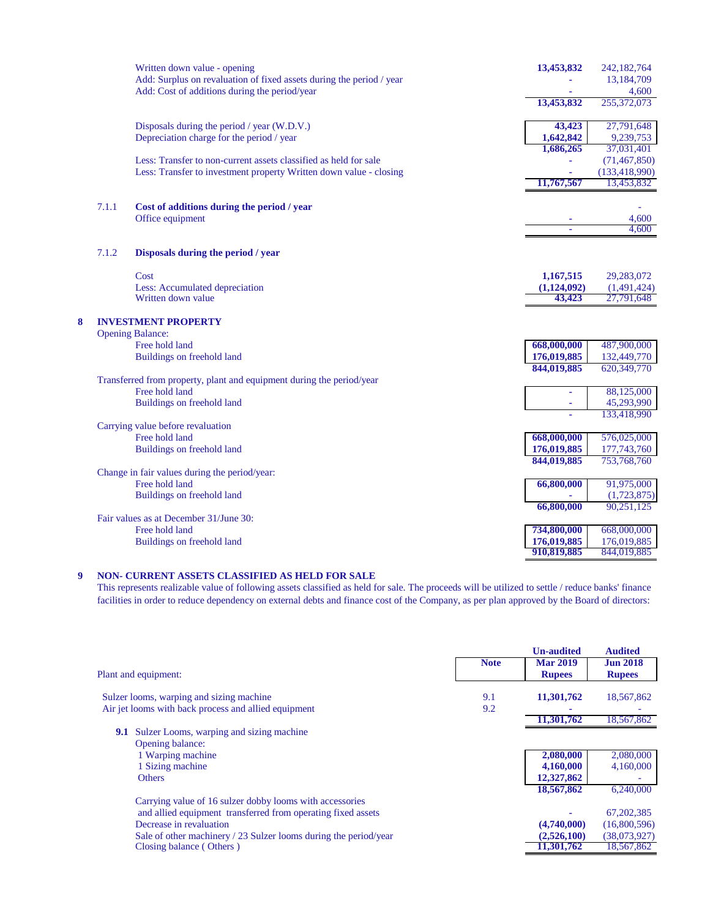| | Mar 2019 | Jun 2018 |
|---|---|---|
| Written down value - opening | **13,453,832** | 242,182,764 |
| Add: Surplus on revaluation of fixed assets during the period / year | **-** | 13,184,709 |
| Add: Cost of additions during the period/year | **-** | 4,600 |
| | **13,453,832** | 255,372,073 |
| Disposals during the period / year (W.D.V.) | **43,423** | 27,791,648 |
| Depreciation charge for the period / year | **1,642,842** | 9,239,753 |
| | **1,686,265** | 37,031,401 |
| Less: Transfer to non-current assets classified as held for sale | **-** | (71,467,850) |
| Less: Transfer to investment property Written down value - closing | **-** | (133,418,990) |
| | **11,767,567** | 13,453,832 |

**7.1.1 Cost of additions during the period / year**

| | | |
|---|---|---|
| | | - |
| Office equipment | **-** | 4,600 |
| | **-** | 4,600 |

**7.1.2 Disposals during the period / year**

| | | |
|---|---|---|
| Cost | **1,167,515** | 29,283,072 |
| Less: Accumulated depreciation | **(1,124,092)** | (1,491,424) |
| Written down value | **43,423** | 27,791,648 |

## 8 INVESTMENT PROPERTY

| | | |
|---|---|---|
| **Opening Balance:** | | |
| Free hold land | **668,000,000** | 487,900,000 |
| Buildings on freehold land | **176,019,885** | 132,449,770 |
| | **844,019,885** | 620,349,770 |
| **Transferred from property, plant and equipment during the period/year** | | |
| Free hold land | **-** | 88,125,000 |
| Buildings on freehold land | **-** | 45,293,990 |
| | **-** | 133,418,990 |
| **Carrying value before revaluation** | | |
| Free hold land | **668,000,000** | 576,025,000 |
| Buildings on freehold land | **176,019,885** | 177,743,760 |
| | **844,019,885** | 753,768,760 |
| **Change in fair values during the period/year:** | | |
| Free hold land | **66,800,000** | 91,975,000 |
| Buildings on freehold land | **-** | (1,723,875) |
| | **66,800,000** | 90,251,125 |
| **Fair values as at December 31/June 30:** | | |
| Free hold land | **734,800,000** | 668,000,000 |
| Buildings on freehold land | **176,019,885** | 176,019,885 |
| | **910,819,885** | 844,019,885 |

## 9 NON- CURRENT ASSETS CLASSIFIED AS HELD FOR SALE

This represents realizable value of following assets classified as held for sale. The proceeds will be utilized to settle / reduce banks' finance facilities in order to reduce dependency on external debts and finance cost of the Company, as per plan approved by the Board of directors:

| Plant and equipment: | Note | Un-audited Mar 2019 Rupees | Audited Jun 2018 Rupees |
|---|---|---|---|
| Sulzer looms, warping and sizing machine | 9.1 | **11,301,762** | 18,567,862 |
| Air jet looms with back process and allied equipment | 9.2 | **-** | - |
| | | **11,301,762** | 18,567,862 |
| **9.1** Sulzer Looms, warping and sizing machine | | | |
| Opening balance: | | | |
| 1 Warping machine | | **2,080,000** | 2,080,000 |
| 1 Sizing machine | | **4,160,000** | 4,160,000 |
| Others | | **12,327,862** | - |
| | | **18,567,862** | 6,240,000 |
| Carrying value of 16 sulzer dobby looms with accessories and allied equipment transferred from operating fixed assets | | **-** | 67,202,385 |
| Decrease in revaluation | | **(4,740,000)** | (16,800,596) |
| Sale of other machinery / 23 Sulzer looms during the period/year | | **(2,526,100)** | (38,073,927) |
| Closing balance ( Others ) | | **11,301,762** | 18,567,862 |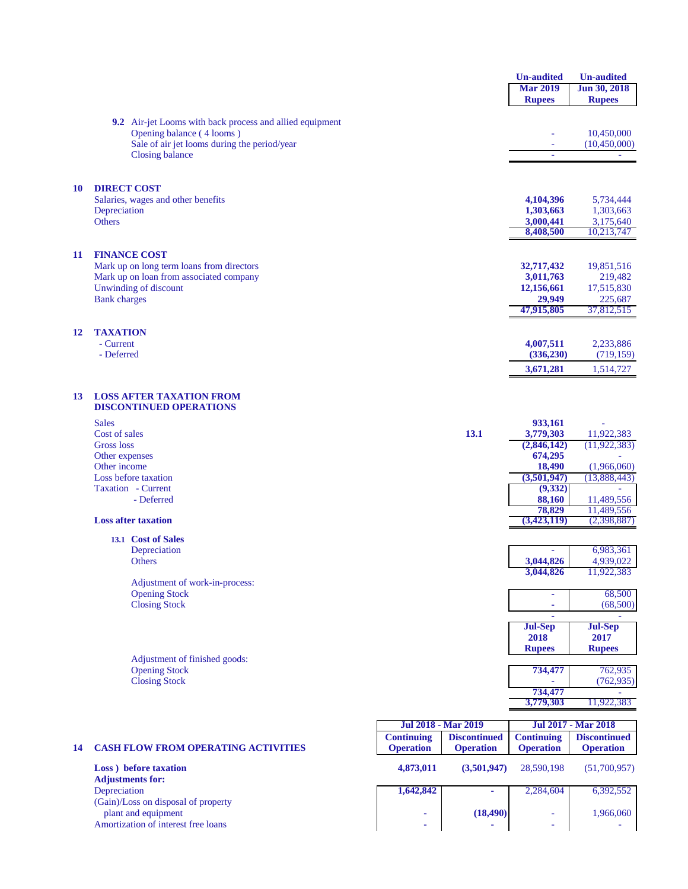| | Un-audited Mar 2019 Rupees | Un-audited Jun 30, 2018 Rupees |
|---|---|---|
| **9.2** Air-jet Looms with back process and allied equipment | | |
| Opening balance ( 4 looms ) | - | 10,450,000 |
| Sale of air jet looms during the period/year | - | (10,450,000) |
| Closing balance | - | - |

| | Mar 2019 | Jun 30, 2018 |
|---|---|---|
| **10 DIRECT COST** | | |
| Salaries, wages and other benefits | **4,104,396** | 5,734,444 |
| Depreciation | **1,303,663** | 1,303,663 |
| Others | **3,000,441** | 3,175,640 |
| | **8,408,500** | 10,213,747 |
| **11 FINANCE COST** | | |
| Mark up on long term loans from directors | **32,717,432** | 19,851,516 |
| Mark up on loan from associated company | **3,011,763** | 219,482 |
| Unwinding of discount | **12,156,661** | 17,515,830 |
| Bank charges | **29,949** | 225,687 |
| | **47,915,805** | 37,812,515 |
| **12 TAXATION** | | |
| - Current | **4,007,511** | 2,233,886 |
| - Deferred | **(336,230)** | (719,159) |
| | **3,671,281** | 1,514,727 |

**13 LOSS AFTER TAXATION FROM DISCONTINUED OPERATIONS**

| | Note | Mar 2019 | Jun 30, 2018 |
|---|---|---|---|
| Sales | | **933,161** | - |
| Cost of sales | 13.1 | **3,779,303** | 11,922,383 |
| Gross loss | | **(2,846,142)** | (11,922,383) |
| Other expenses | | **674,295** | - |
| Other income | | **18,490** | (1,966,060) |
| Loss before taxation | | **(3,501,947)** | (13,888,443) |
| Taxation - Current | | **(9,332)** | - |
| - Deferred | | **88,160** | 11,489,556 |
| | | **78,829** | 11,489,556 |
| **Loss after taxation** | | **(3,423,119)** | (2,398,887) |

**13.1 Cost of Sales**

| | | |
|---|---|---|
| Depreciation | - | 6,983,361 |
| Others | **3,044,826** | 4,939,022 |
| | **3,044,826** | 11,922,383 |
| Adjustment of work-in-process: | | |
| Opening Stock | - | 68,500 |
| Closing Stock | - | (68,500) |
| | - | - |
| | **Jul-Sep 2018 Rupees** | **Jul-Sep 2017 Rupees** |
| Adjustment of finished goods: | | |
| Opening Stock | **734,477** | 762,935 |
| Closing Stock | - | (762,935) |
| | **734,477** | - |
| | **3,779,303** | 11,922,383 |

| **14 CASH FLOW FROM OPERATING ACTIVITIES** | Jul 2018 - Mar 2019 Continuing Operation | Jul 2018 - Mar 2019 Discontinued Operation | Jul 2017 - Mar 2018 Continuing Operation | Jul 2017 - Mar 2018 Discontinued Operation |
|---|---|---|---|---|
| **Loss ) before taxation** | **4,873,011** | **(3,501,947)** | 28,590,198 | (51,700,957) |
| **Adjustments for:** | | | | |
| Depreciation | **1,642,842** | - | 2,284,604 | 6,392,552 |
| (Gain)/Loss on disposal of property plant and equipment | - | **(18,490)** | - | 1,966,060 |
| Amortization of interest free loans | - | - | - | - |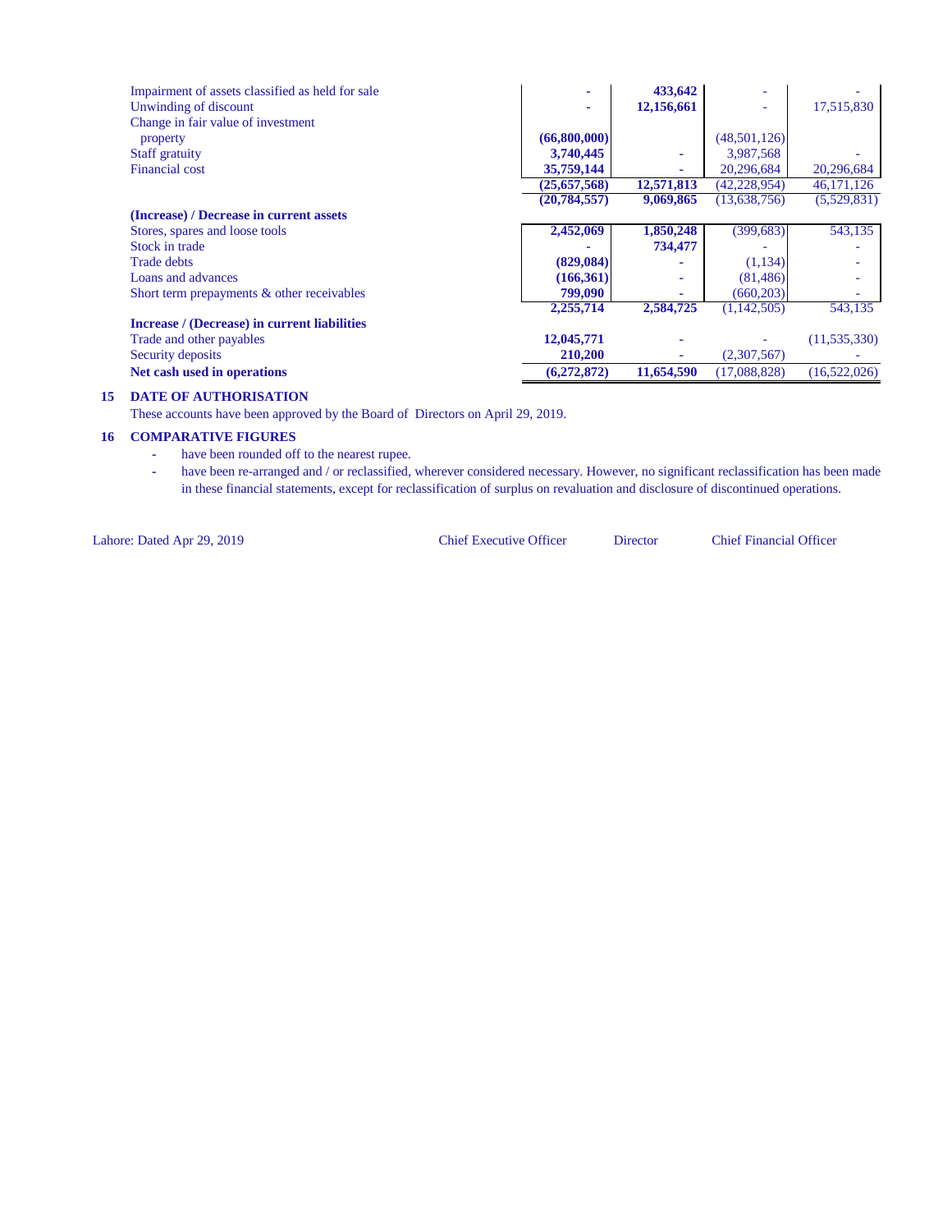| | | | | |
|---|---|---|---|---|
| Impairment of assets classified as held for sale | - | 433,642 | - | - |
| Unwinding of discount | - | 12,156,661 | - | 17,515,830 |
| Change in fair value of investment property | (66,800,000) | | (48,501,126) | |
| Staff gratuity | 3,740,445 | - | 3,987,568 | - |
| Financial cost | 35,759,144 | - | 20,296,684 | 20,296,684 |
| | (25,657,568) | 12,571,813 | (42,228,954) | 46,171,126 |
| | (20,784,557) | 9,069,865 | (13,638,756) | (5,529,831) |
| **(Increase) / Decrease in current assets** | | | | |
| Stores, spares and loose tools | 2,452,069 | 1,850,248 | (399,683) | 543,135 |
| Stock in trade | - | 734,477 | - | - |
| Trade debts | (829,084) | - | (1,134) | - |
| Loans and advances | (166,361) | - | (81,486) | - |
| Short term prepayments & other receivables | 799,090 | - | (660,203) | - |
| | 2,255,714 | 2,584,725 | (1,142,505) | 543,135 |
| **Increase / (Decrease) in current liabilities** | | | | |
| Trade and other payables | 12,045,771 | - | - | (11,535,330) |
| Security deposits | 210,200 | - | (2,307,567) | - |
| **Net cash used in operations** | (6,272,872) | 11,654,590 | (17,088,828) | (16,522,026) |

## 15 DATE OF AUTHORISATION

These accounts have been approved by the Board of Directors on April 29, 2019.

## 16 COMPARATIVE FIGURES

- have been rounded off to the nearest rupee.
- have been re-arranged and / or reclassified, wherever considered necessary. However, no significant reclassification has been made in these financial statements, except for reclassification of surplus on revaluation and disclosure of discontinued operations.

Lahore: Dated Apr 29, 2019

Chief Executive Officer | Director | Chief Financial Officer